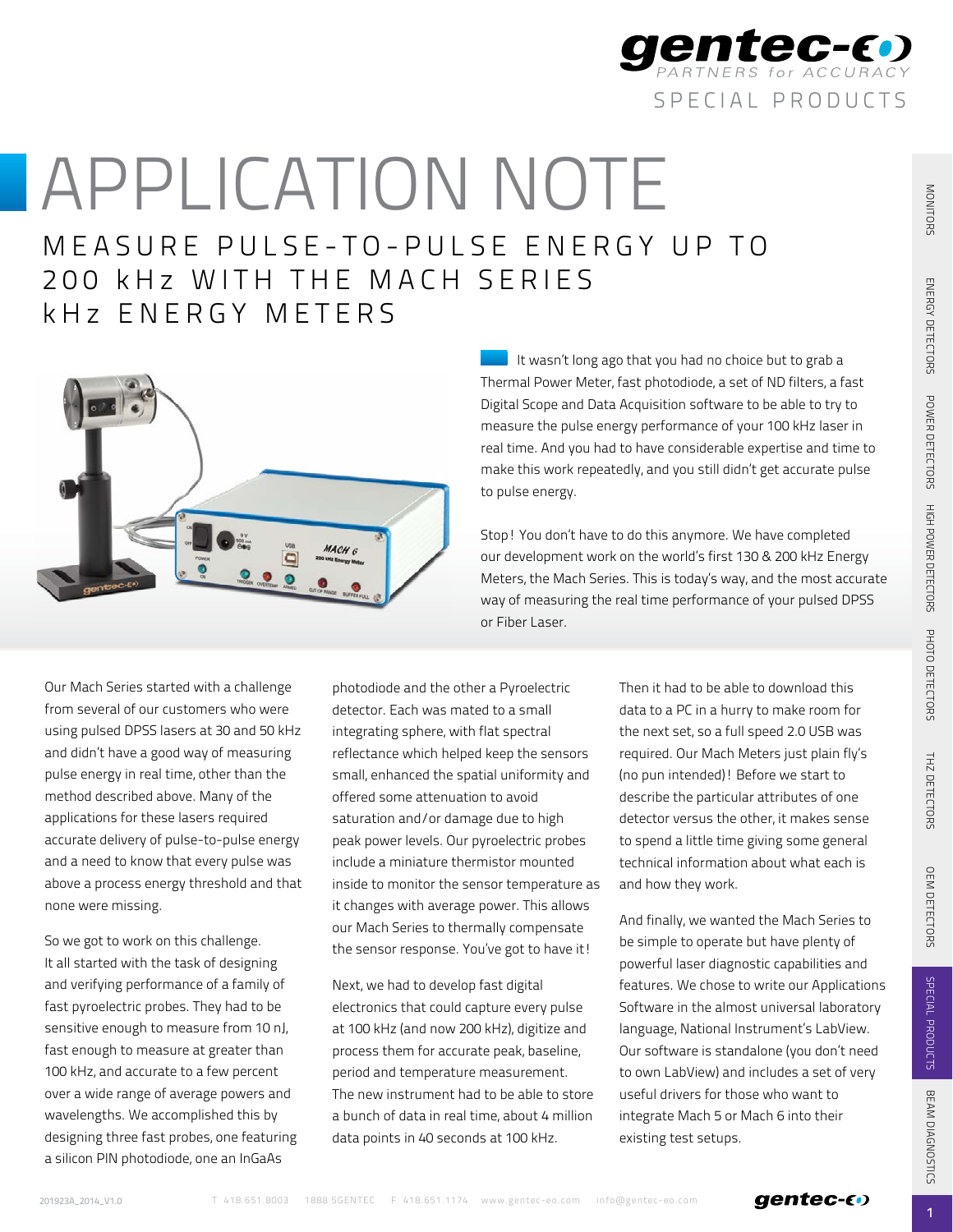# APPLICATION NOTE

## MEASURE PULSE-TO-PULSE ENERGY UP TO 200 kHz WITH THE MACH SERIES kHz ENERGY METERS

It wasn't long ago that you had no choice but to grab a Thermal Power Meter, fast photodiode, a set of ND filters, a fast Digital Scope and Data Acquisition software to be able to try to measure the pulse energy performance of your 100 kHz laser in real time. And you had to have considerable expertise and time to make this work repeatedly, and you still didn't get accurate pulse to pulse energy.

Stop! You don't have to do this anymore. We have completed our development work on the world's first 130 & 200 kHz Energy Meters, the Mach Series. This is today's way, and the most accurate way of measuring the real time performance of your pulsed DPSS or Fiber Laser.

Our Mach Series started with a challenge from several of our customers who were using pulsed DPSS lasers at 30 and 50 kHz and didn't have a good way of measuring pulse energy in real time, other than the method described above. Many of the applications for these lasers required accurate delivery of pulse-to-pulse energy and a need to know that every pulse was above a process energy threshold and that none were missing.

So we got to work on this challenge. It all started with the task of designing and verifying performance of a family of fast pyroelectric probes. They had to be sensitive enough to measure from 10 nJ, fast enough to measure at greater than 100 kHz, and accurate to a few percent over a wide range of average powers and wavelengths. We accomplished this by designing three fast probes, one featuring a silicon PIN photodiode, one an InGaAs photodiode and the other a Pyroelectric detector. Each was mated to a small integrating sphere, with flat spectral reflectance which helped keep the sensors small, enhanced the spatial uniformity and offered some attenuation to avoid saturation and/or damage due to high peak power levels. Our pyroelectric probes include a miniature thermistor mounted inside to monitor the sensor temperature as it changes with average power. This allows our Mach Series to thermally compensate the sensor response. You've got to have it!

Next, we had to develop fast digital electronics that could capture every pulse at 100 kHz (and now 200 kHz), digitize and process them for accurate peak, baseline, period and temperature measurement. The new instrument had to be able to store a bunch of data in real time, about 4 million data points in 40 seconds at 100 kHz. Then it had to be able to download this data to a PC in a hurry to make room for the next set, so a full speed 2.0 USB was required. Our Mach Meters just plain fly's (no pun intended)! Before we start to describe the particular attributes of one detector versus the other, it makes sense to spend a little time giving some general technical information about what each is and how they work.

And finally, we wanted the Mach Series to be simple to operate but have plenty of powerful laser diagnostic capabilities and features. We chose to write our Applications Software in the almost universal laboratory language, National Instrument's LabView. Our software is standalone (you don't need to own LabView) and includes a set of very useful drivers for those who want to integrate Mach 5 or Mach 6 into their existing test setups.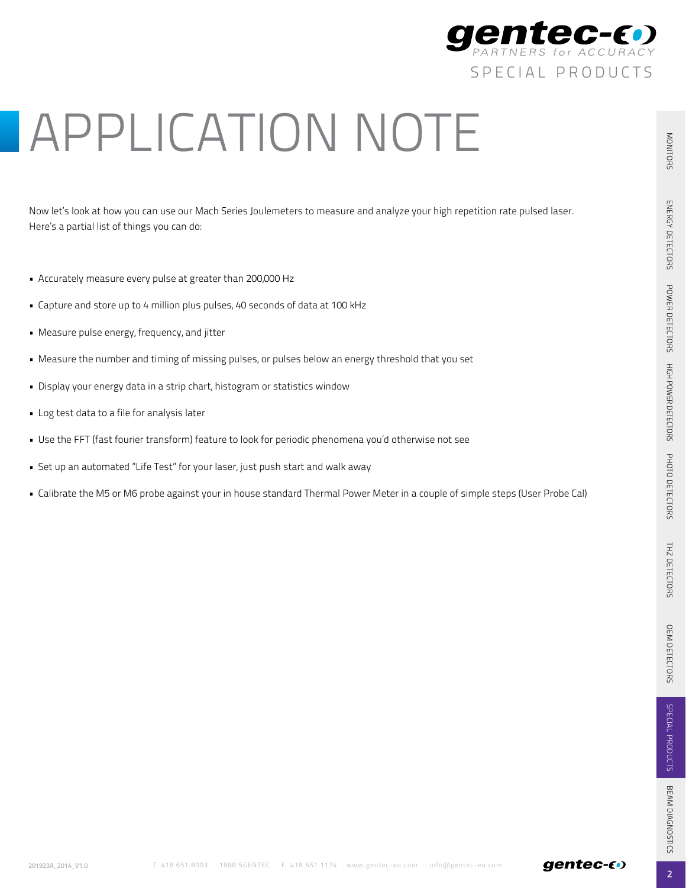# APPLICATION NOTE

Now let's look at how you can use our Mach Series Joulemeters to measure and analyze your high repetition rate pulsed laser. Here's a partial list of things you can do:

- Accurately measure every pulse at greater than 200,000 Hz
- Capture and store up to 4 million plus pulses, 40 seconds of data at 100 kHz
- Measure pulse energy, frequency, and jitter
- Measure the number and timing of missing pulses, or pulses below an energy threshold that you set
- Display your energy data in a strip chart, histogram or statistics window
- Log test data to a file for analysis later
- Use the FFT (fast fourier transform) feature to look for periodic phenomena you'd otherwise not see
- Set up an automated "Life Test" for your laser, just push start and walk away
- Calibrate the M5 or M6 probe against your in house standard Thermal Power Meter in a couple of simple steps (User Probe Cal)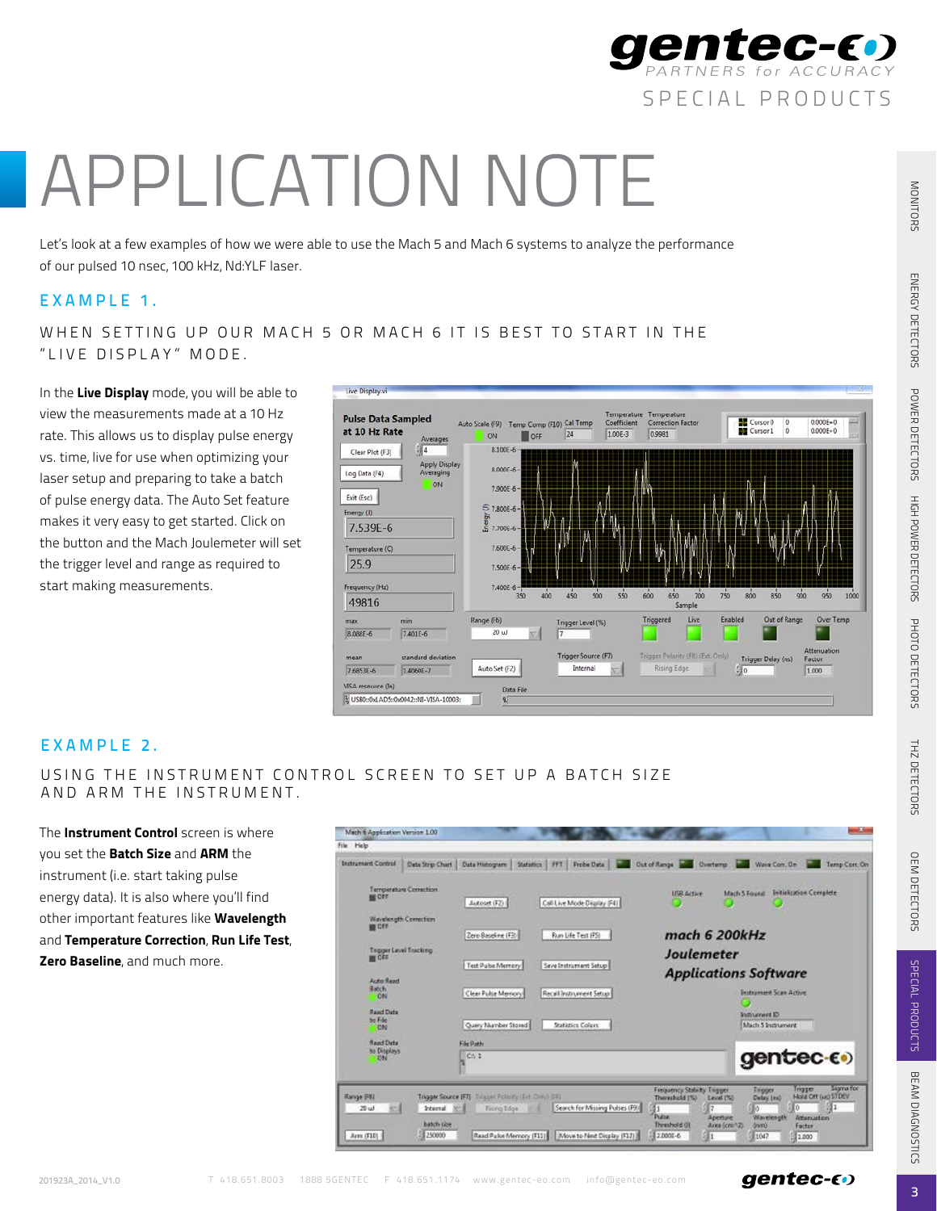# APPLICATION NOTE

Let's look at a few examples of how we were able to use the Mach 5 and Mach 6 systems to analyze the performance of our pulsed 10 nsec, 100 kHz, Nd:YLF laser.

## EXAMPLE 1.

### WHEN SETTING UP OUR MACH 5 OR MACH 6 IT IS BEST TO START IN THE "LIVE DISPLAY" MODE.

In the **Live Display** mode, you will be able to view the measurements made at a 10 Hz rate. This allows us to display pulse energy vs. time, live for use when optimizing your laser setup and preparing to take a batch of pulse energy data. The Auto Set feature makes it very easy to get started. Click on the button and the Mach Joulemeter will set the trigger level and range as required to start making measurements.

## EXAMPLE 2.

### USING THE INSTRUMENT CONTROL SCREEN TO SET UP A BATCH SIZE AND ARM THE INSTRUMENT.

The **Instrument Control** screen is where you set the **Batch Size** and **ARM** the instrument (i.e. start taking pulse energy data). It is also where you'll find other important features like **Wavelength** and **Temperature Correction**, **Run Life Test**, **Zero Baseline**, and much more.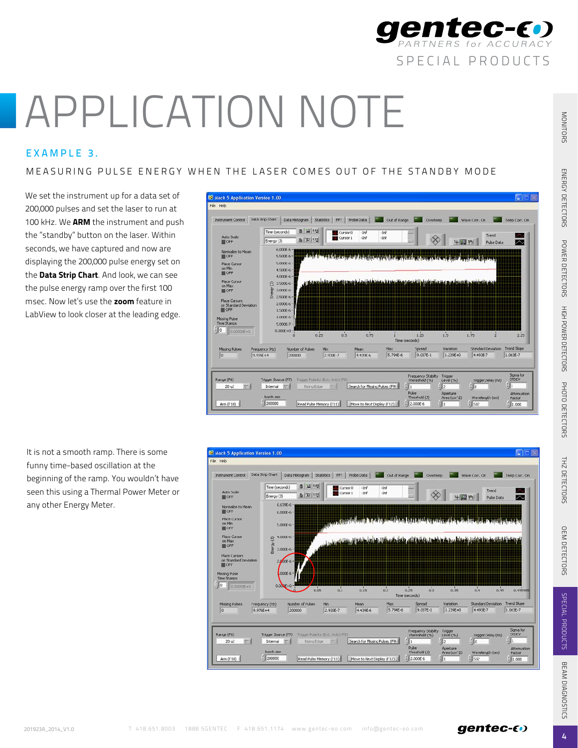# APPLICATION NOTE

## EXAMPLE 3.

### MEASURING PULSE ENERGY WHEN THE LASER COMES OUT OF THE STANDBY MODE

We set the instrument up for a data set of 200,000 pulses and set the laser to run at 100 kHz. We **ARM** the instrument and push the "standby" button on the laser. Within seconds, we have captured and now are displaying the 200,000 pulse energy set on the **Data Strip Chart**. And look, we can see the pulse energy ramp over the first 100 msec. Now let's use the **zoom** feature in LabView to look closer at the leading edge.

It is not a smooth ramp. There is some funny time-based oscillation at the beginning of the ramp. You wouldn't have seen this using a Thermal Power Meter or any other Energy Meter.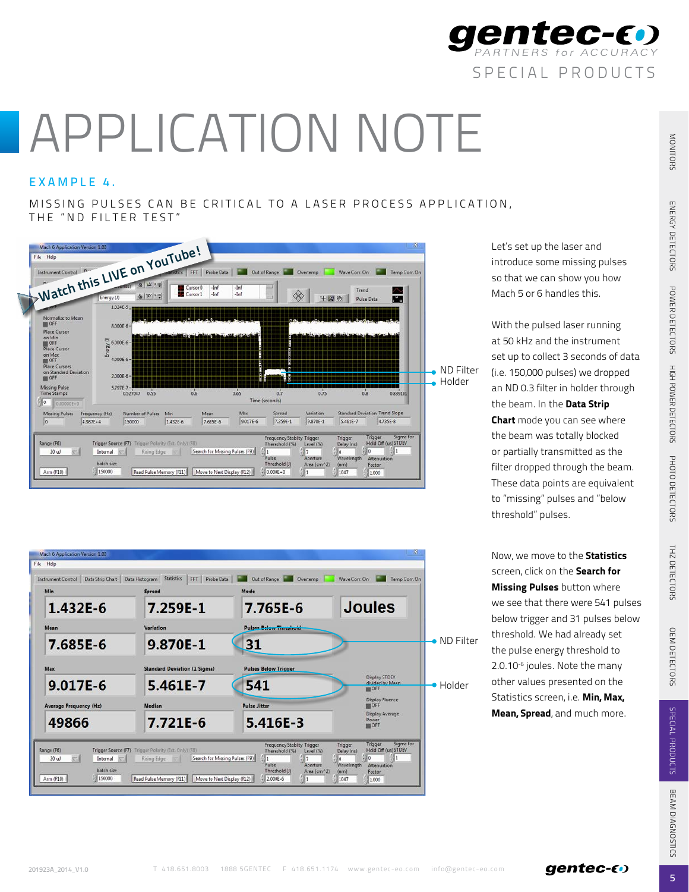# APPLICATION NOTE

## EXAMPLE 4.

### MISSING PULSES CAN BE CRITICAL TO A LASER PROCESS APPLICATION, THE "ND FILTER TEST"

ND Filter Holder

Let's set up the laser and introduce some missing pulses so that we can show you how Mach 5 or 6 handles this.

With the pulsed laser running at 50 kHz and the instrument set up to collect 3 seconds of data (i.e. 150,000 pulses) we dropped an ND 0.3 filter in holder through the beam. In the **Data Strip Chart** mode you can see where the beam was totally blocked or partially transmitted as the filter dropped through the beam. These data points are equivalent to "missing" pulses and "below threshold" pulses.

ND Filter

Holder

Now, we move to the **Statistics** screen, click on the **Search for Missing Pulses** button where we see that there were 541 pulses below trigger and 31 pulses below threshold. We had already set the pulse energy threshold to 2.0.$10^{-6}$ joules. Note the many other values presented on the Statistics screen, i.e. **Min, Max, Mean, Spread**, and much more.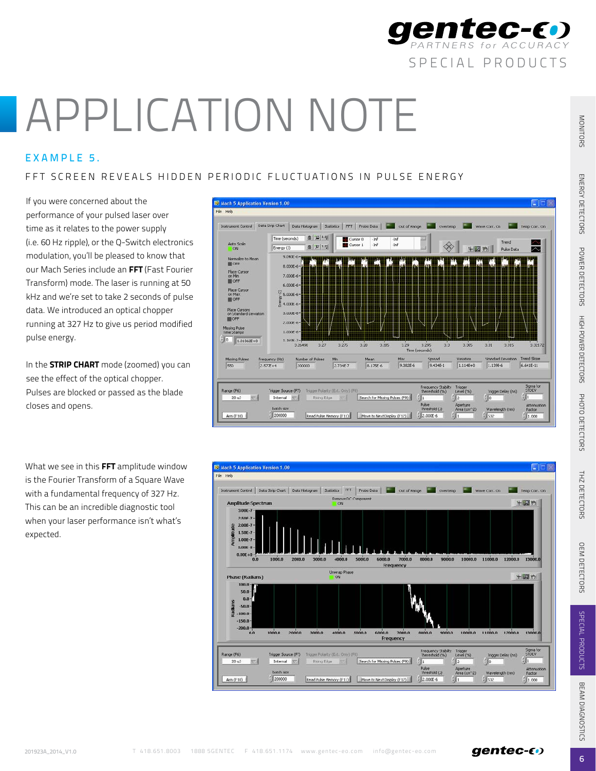# APPLICATION NOTE

## EXAMPLE 5.

### FFT SCREEN REVEALS HIDDEN PERIODIC FLUCTUATIONS IN PULSE ENERGY

If you were concerned about the performance of your pulsed laser over time as it relates to the power supply (i.e. 60 Hz ripple), or the Q-Switch electronics modulation, you'll be pleased to know that our Mach Series include an **FFT** (Fast Fourier Transform) mode. The laser is running at 50 kHz and we're set to take 2 seconds of pulse data. We introduced an optical chopper running at 327 Hz to give us period modified pulse energy.

In the **STRIP CHART** mode (zoomed) you can see the effect of the optical chopper. Pulses are blocked or passed as the blade closes and opens.

What we see in this **FFT** amplitude window is the Fourier Transform of a Square Wave with a fundamental frequency of 327 Hz. This can be an incredible diagnostic tool when your laser performance isn't what's expected.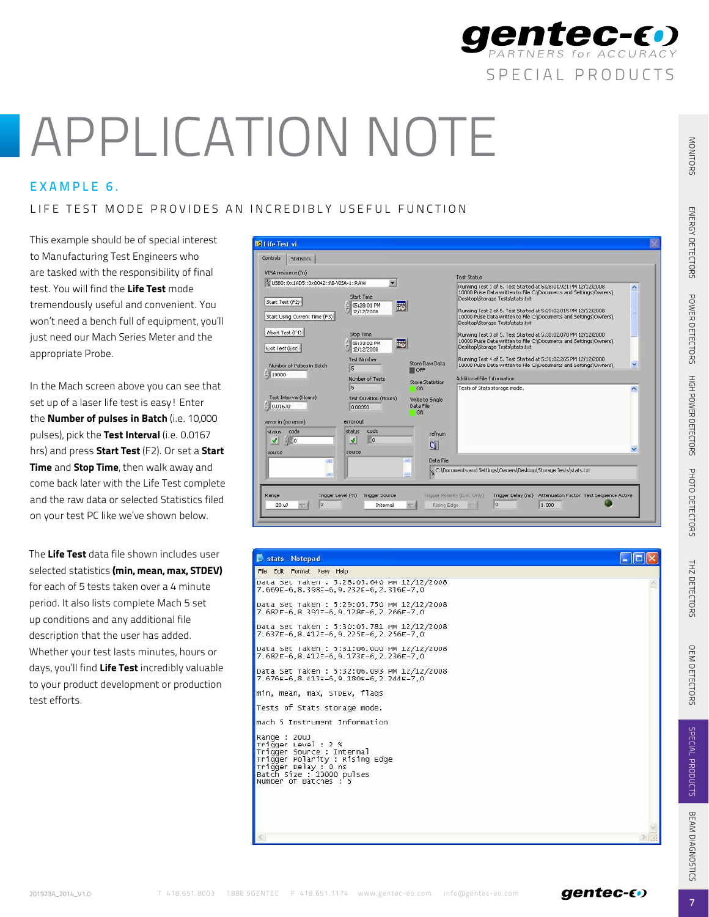# APPLICATION NOTE

## EXAMPLE 6.

### LIFE TEST MODE PROVIDES AN INCREDIBLY USEFUL FUNCTION

This example should be of special interest to Manufacturing Test Engineers who are tasked with the responsibility of final test. You will find the **Life Test** mode tremendously useful and convenient. You won't need a bench full of equipment, you'll just need our Mach Series Meter and the appropriate Probe.

In the Mach screen above you can see that set up of a laser life test is easy! Enter the **Number of pulses in Batch** (i.e. 10,000 pulses), pick the **Test Interval** (i.e. 0.0167 hrs) and press **Start Test** (F2). Or set a **Start Time** and **Stop Time**, then walk away and come back later with the Life Test complete and the raw data or selected Statistics filed on your test PC like we've shown below.

The **Life Test** data file shown includes user selected statistics **(min, mean, max, STDEV)** for each of 5 tests taken over a 4 minute period. It also lists complete Mach 5 set up conditions and any additional file description that the user has added. Whether your test lasts minutes, hours or days, you'll find **Life Test** incredibly valuable to your product development or production test efforts.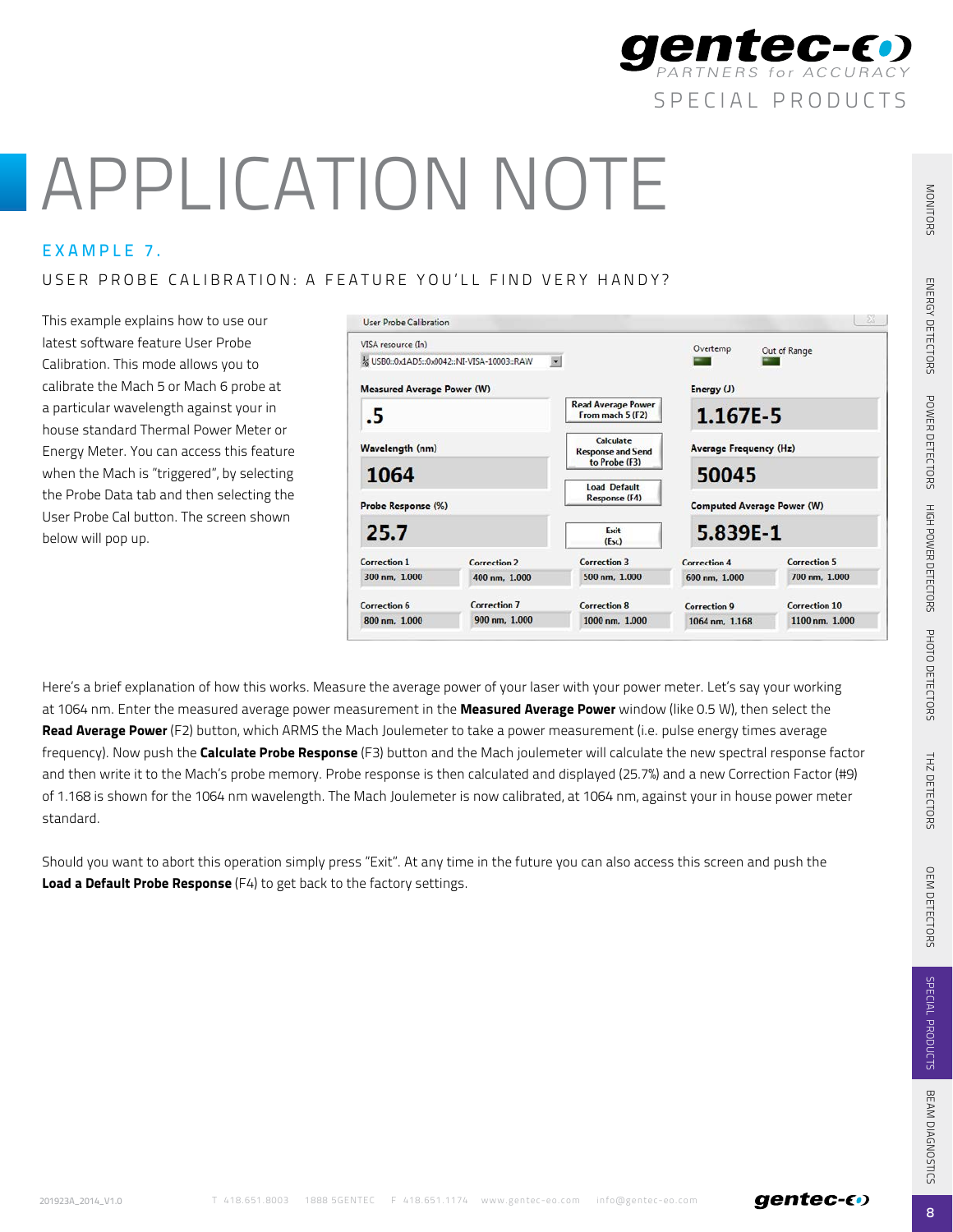# APPLICATION NOTE

## EXAMPLE 7.

### USER PROBE CALIBRATION: A FEATURE YOU'LL FIND VERY HANDY?

This example explains how to use our latest software feature User Probe Calibration. This mode allows you to calibrate the Mach 5 or Mach 6 probe at a particular wavelength against your in house standard Thermal Power Meter or Energy Meter. You can access this feature when the Mach is "triggered", by selecting the Probe Data tab and then selecting the User Probe Cal button. The screen shown below will pop up.

Here's a brief explanation of how this works. Measure the average power of your laser with your power meter. Let's say your working at 1064 nm. Enter the measured average power measurement in the **Measured Average Power** window (like 0.5 W), then select the **Read Average Power** (F2) button, which ARMS the Mach Joulemeter to take a power measurement (i.e. pulse energy times average frequency). Now push the **Calculate Probe Response** (F3) button and the Mach joulemeter will calculate the new spectral response factor and then write it to the Mach's probe memory. Probe response is then calculated and displayed (25.7%) and a new Correction Factor (#9) of 1.168 is shown for the 1064 nm wavelength. The Mach Joulemeter is now calibrated, at 1064 nm, against your in house power meter standard.

Should you want to abort this operation simply press "Exit". At any time in the future you can also access this screen and push the **Load a Default Probe Response** (F4) to get back to the factory settings.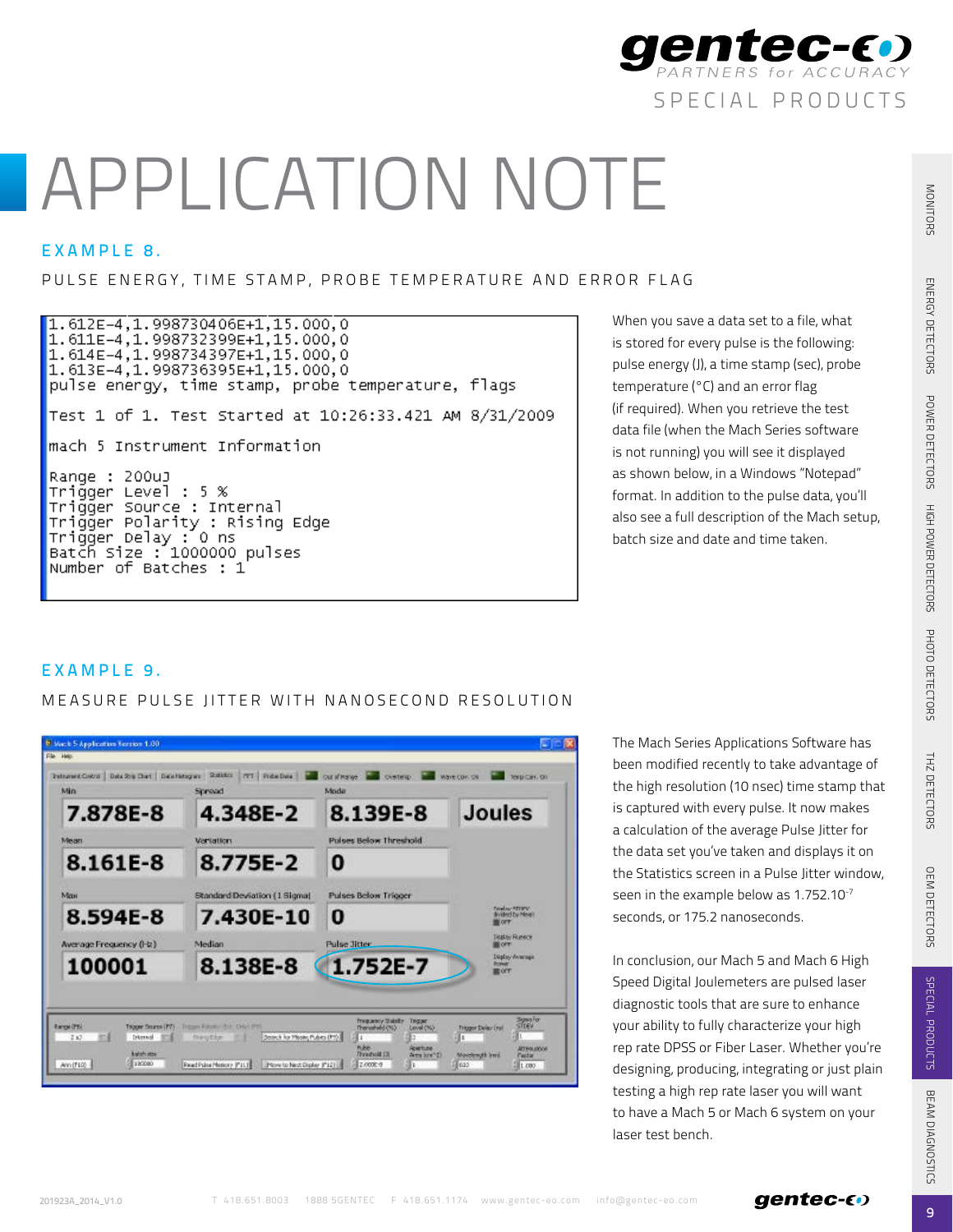# APPLICATION NOTE

## EXAMPLE 8.

PULSE ENERGY, TIME STAMP, PROBE TEMPERATURE AND ERROR FLAG

```
1.612E-4,1.998730406E+1,15.000,0
1.611E-4,1.998732399E+1,15.000,0
1.614E-4,1.998734397E+1,15.000,0
1.613E-4,1.998736395E+1,15.000,0
pulse energy, time stamp, probe temperature, flags

Test 1 of 1. Test Started at 10:26:33.421 AM 8/31/2009

mach 5 Instrument Information

Range : 200uJ
Trigger Level : 5 %
Trigger Source : Internal
Trigger Polarity : Rising Edge
Trigger Delay : 0 ns
Batch Size : 1000000 pulses
Number of Batches : 1
```

When you save a data set to a file, what is stored for every pulse is the following: pulse energy (J), a time stamp (sec), probe temperature (°C) and an error flag (if required). When you retrieve the test data file (when the Mach Series software is not running) you will see it displayed as shown below, in a Windows "Notepad" format. In addition to the pulse data, you'll also see a full description of the Mach setup, batch size and date and time taken.

## EXAMPLE 9.

MEASURE PULSE JITTER WITH NANOSECOND RESOLUTION

Mach 5 Application Version 1.00

Min: 7.878E-8
Spread: 4.348E-2
Mode: 8.139E-8
Joules
Mean: 8.161E-8
Variation: 8.775E-2
Pulses Below Threshold: 0
Max: 8.594E-8
Standard Deviation (1 Sigma): 7.430E-10
Pulses Below Trigger: 0
Average Frequency (Hz): 100001
Median: 8.138E-8
Pulse Jitter: 1.752E-7

The Mach Series Applications Software has been modified recently to take advantage of the high resolution (10 nsec) time stamp that is captured with every pulse. It now makes a calculation of the average Pulse Jitter for the data set you've taken and displays it on the Statistics screen in a Pulse Jitter window, seen in the example below as $1.752 \cdot 10^{-7}$ seconds, or 175.2 nanoseconds.

In conclusion, our Mach 5 and Mach 6 High Speed Digital Joulemeters are pulsed laser diagnostic tools that are sure to enhance your ability to fully characterize your high rep rate DPSS or Fiber Laser. Whether you're designing, producing, integrating or just plain testing a high rep rate laser you will want to have a Mach 5 or Mach 6 system on your laser test bench.